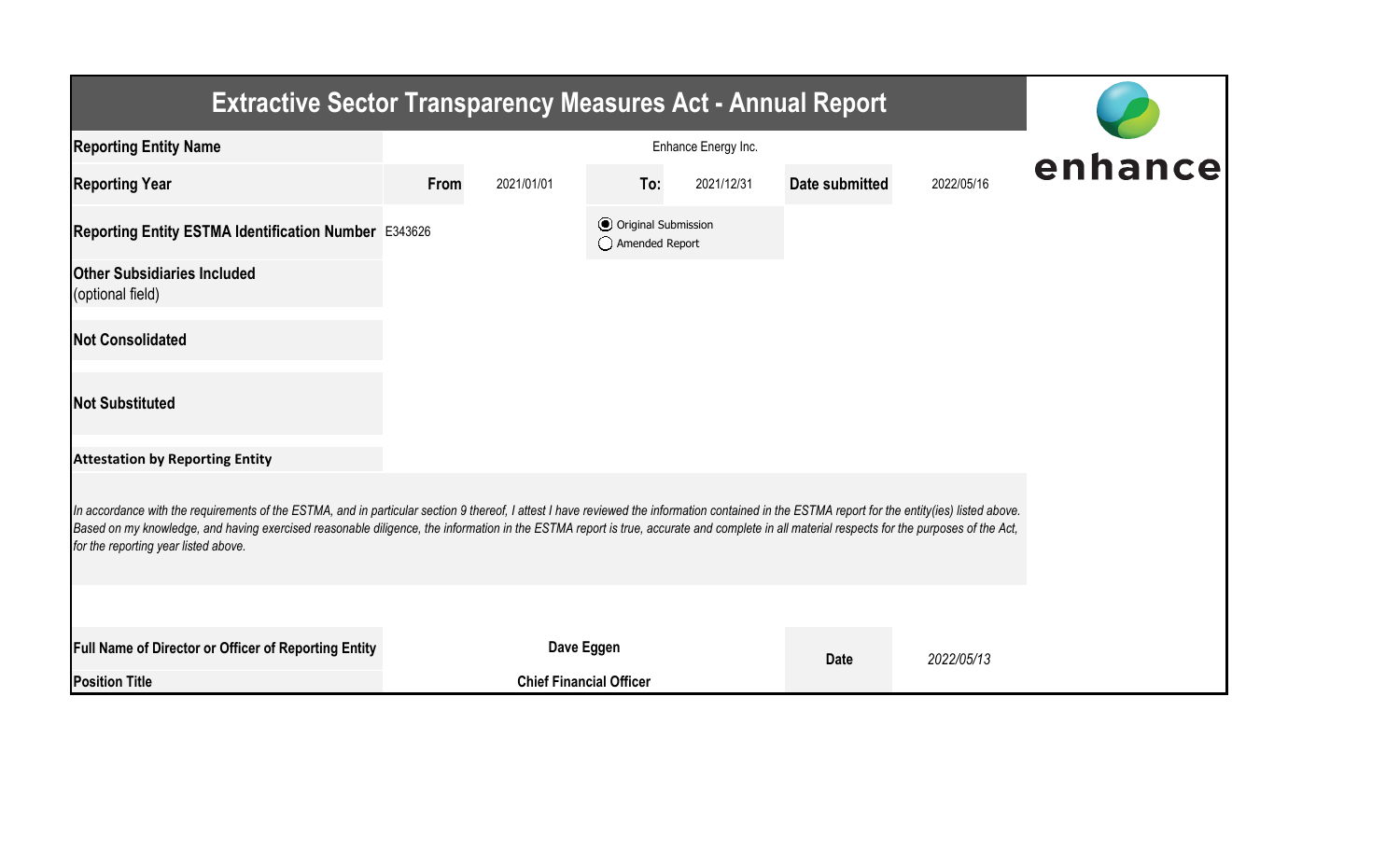# Extractive Sector Transparency Measures Act - Annual Report

| | | | | | | |
|---|---|---|---|---|---|---|
| **Reporting Entity Name** | Enhance Energy Inc. | | | | | |
| **Reporting Year** | **From** | 2021/01/01 | **To:** | 2021/12/31 | **Date submitted** | 2022/05/16 |
| **Reporting Entity ESTMA Identification Number** | E343626 | | ◉ Original Submission ○ Amended Report | | | |
| **Other Subsidiaries Included** (optional field) | | | | | | |
| **Not Consolidated** | | | | | | |
| **Not Substituted** | | | | | | |

**Attestation by Reporting Entity**

*In accordance with the requirements of the ESTMA, and in particular section 9 thereof, I attest I have reviewed the information contained in the ESTMA report for the entity(ies) listed above. Based on my knowledge, and having exercised reasonable diligence, the information in the ESTMA report is true, accurate and complete in all material respects for the purposes of the Act, for the reporting year listed above.*

| | | | |
|---|---|---|---|
| **Full Name of Director or Officer of Reporting Entity** | **Dave Eggen** | **Date** | *2022/05/13* |
| **Position Title** | **Chief Financial Officer** | | |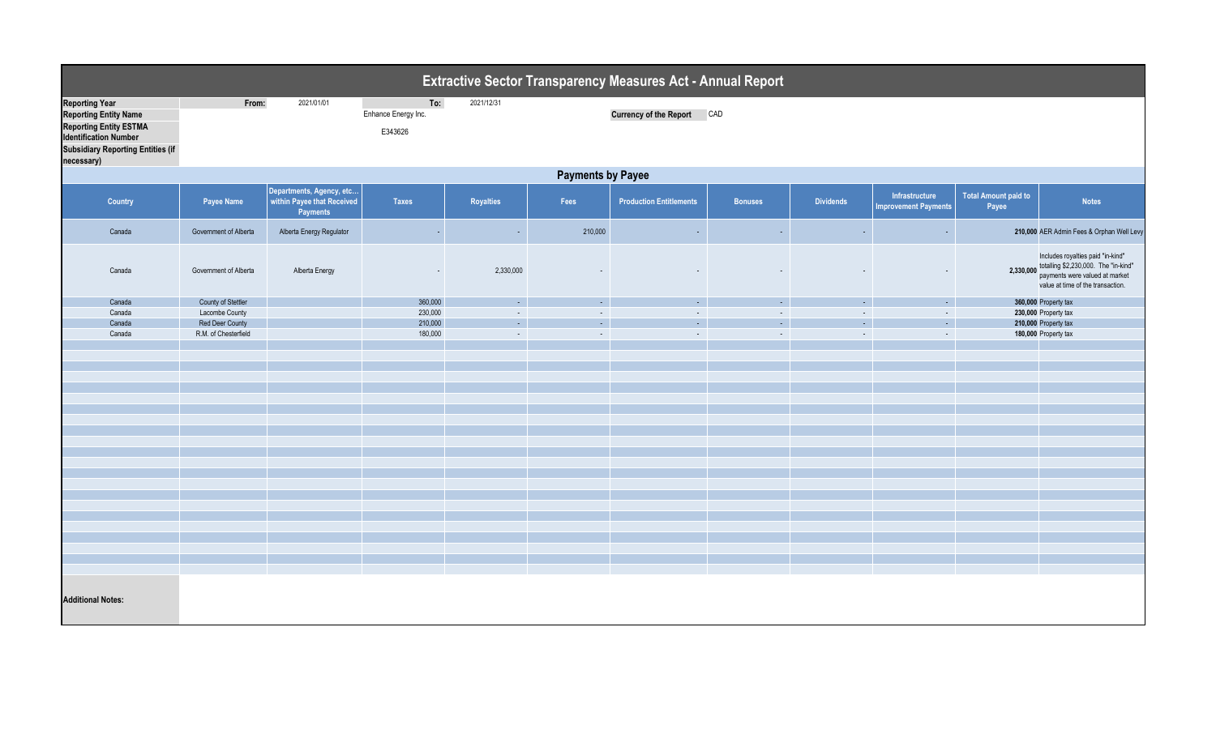# Extractive Sector Transparency Measures Act - Annual Report

| | | | | |
|---|---|---|---|---|
| **Reporting Year** | From: | 2021/01/01 | To: | 2021/12/31 |
| **Reporting Entity Name** | | Enhance Energy Inc. | | |
| **Reporting Entity ESTMA Identification Number** | | E343626 | | |
| **Subsidiary Reporting Entities (if necessary)** | | | | |

**Currency of the Report:** CAD

## Payments by Payee

| Country | Payee Name | Departments, Agency, etc... within Payee that Received Payments | Taxes | Royalties | Fees | Production Entitlements | Bonuses | Dividends | Infrastructure Improvement Payments | Total Amount paid to Payee | Notes |
|---|---|---|---|---|---|---|---|---|---|---|---|
| Canada | Government of Alberta | Alberta Energy Regulator | - | - | 210,000 | - | - | - | - | **210,000** | AER Admin Fees & Orphan Well Levy |
| Canada | Government of Alberta | Alberta Energy | - | 2,330,000 | - | - | - | - | - | **2,330,000** | Includes royalties paid "in-kind" totalling $2,230,000. The "in-kind" payments were valued at market value at time of the transaction. |
| Canada | County of Stettler | | 360,000 | - | - | - | - | - | - | **360,000** | Property tax |
| Canada | Lacombe County | | 230,000 | - | - | - | - | - | - | **230,000** | Property tax |
| Canada | Red Deer County | | 210,000 | - | - | - | - | - | - | **210,000** | Property tax |
| Canada | R.M. of Chesterfield | | 180,000 | - | - | - | - | - | - | **180,000** | Property tax |

**Additional Notes:**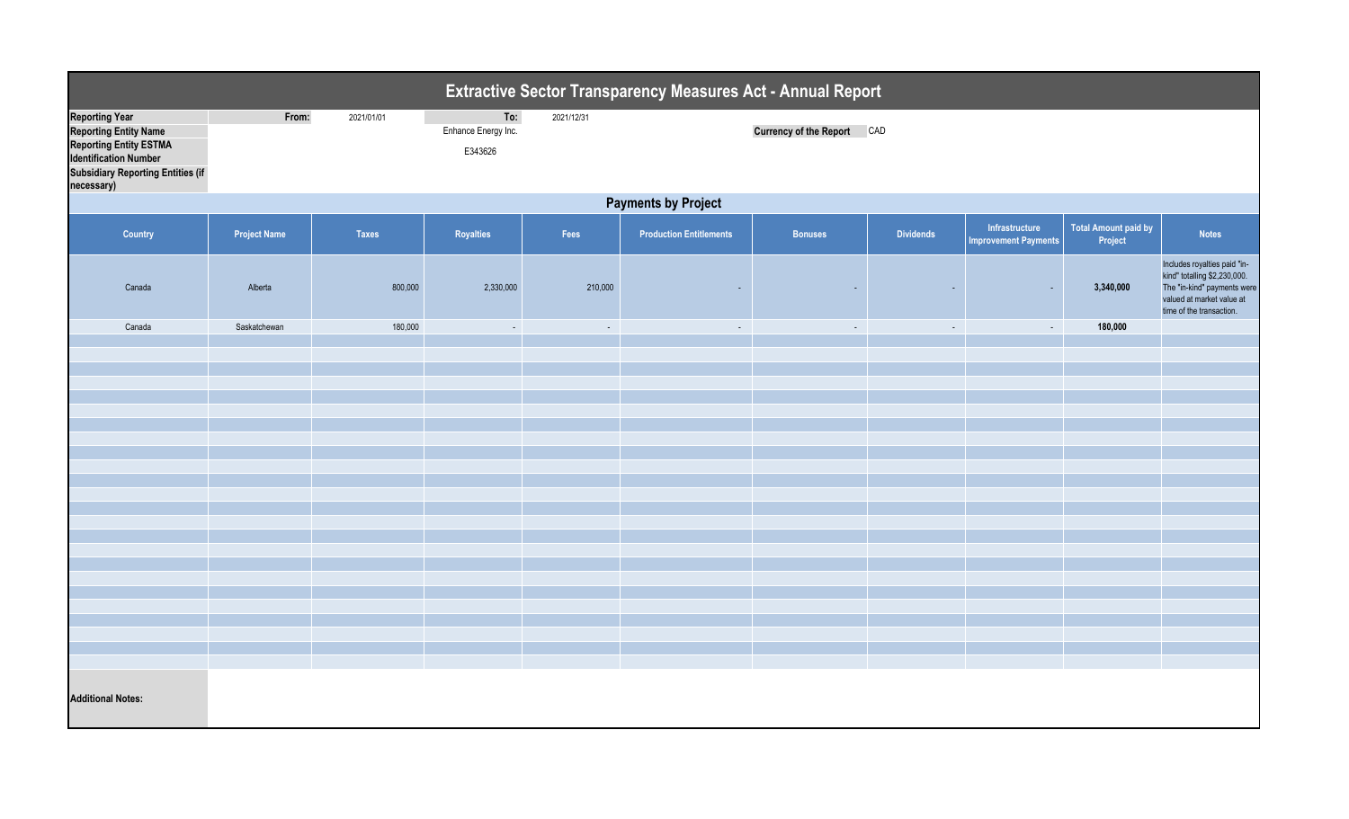# Extractive Sector Transparency Measures Act - Annual Report

| | | | | | |
|---|---|---|---|---|---|
| **Reporting Year** | **From:** | 2021/01/01 | **To:** | 2021/12/31 | |
| **Reporting Entity Name** | | | Enhance Energy Inc. | | **Currency of the Report** CAD |
| **Reporting Entity ESTMA Identification Number** | | | E343626 | | |
| **Subsidiary Reporting Entities (if necessary)** | | | | | |

## Payments by Project

| Country | Project Name | Taxes | Royalties | Fees | Production Entitlements | Bonuses | Dividends | Infrastructure Improvement Payments | Total Amount paid by Project | Notes |
|---|---|---|---|---|---|---|---|---|---|---|
| Canada | Alberta | 800,000 | 2,330,000 | 210,000 | - | - | - | - | **3,340,000** | Includes royalties paid "in-kind" totalling $2,230,000. The "in-kind" payments were valued at market value at time of the transaction. |
| Canada | Saskatchewan | 180,000 | - | - | - | - | - | - | **180,000** | |

**Additional Notes:**